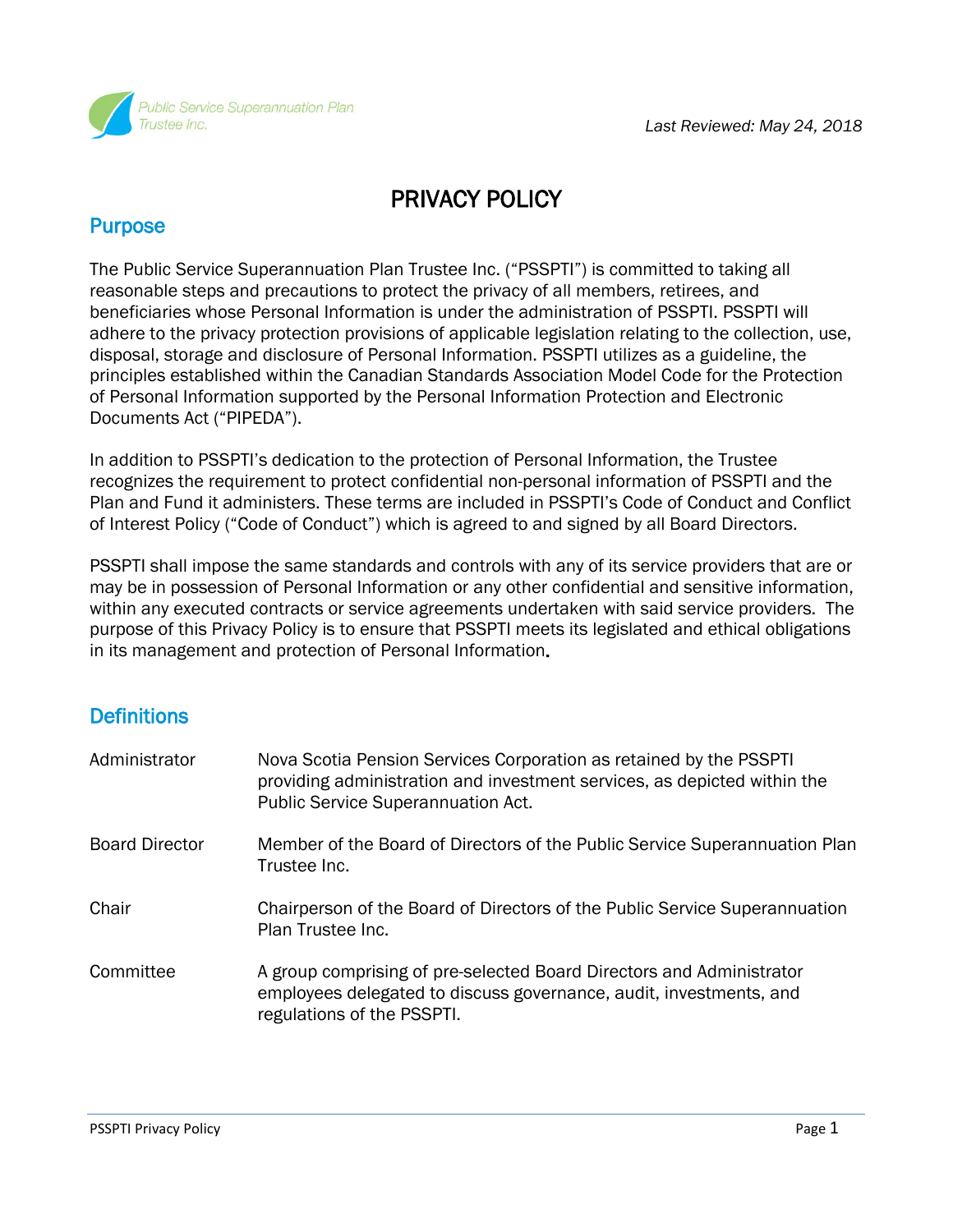Public Service Superannuation Plan Trustee Inc.

*Last Reviewed: May 24, 2018*

# PRIVACY POLICY

## Purpose

The Public Service Superannuation Plan Trustee Inc. ("PSSPTI") is committed to taking all reasonable steps and precautions to protect the privacy of all members, retirees, and beneficiaries whose Personal Information is under the administration of PSSPTI. PSSPTI will adhere to the privacy protection provisions of applicable legislation relating to the collection, use, disposal, storage and disclosure of Personal Information. PSSPTI utilizes as a guideline, the principles established within the Canadian Standards Association Model Code for the Protection of Personal Information supported by the Personal Information Protection and Electronic Documents Act ("PIPEDA").

In addition to PSSPTI's dedication to the protection of Personal Information, the Trustee recognizes the requirement to protect confidential non-personal information of PSSPTI and the Plan and Fund it administers. These terms are included in PSSPTI's Code of Conduct and Conflict of Interest Policy ("Code of Conduct") which is agreed to and signed by all Board Directors.

PSSPTI shall impose the same standards and controls with any of its service providers that are or may be in possession of Personal Information or any other confidential and sensitive information, within any executed contracts or service agreements undertaken with said service providers. The purpose of this Privacy Policy is to ensure that PSSPTI meets its legislated and ethical obligations in its management and protection of Personal Information.

## Definitions

| | |
|---|---|
| Administrator | Nova Scotia Pension Services Corporation as retained by the PSSPTI providing administration and investment services, as depicted within the Public Service Superannuation Act. |
| Board Director | Member of the Board of Directors of the Public Service Superannuation Plan Trustee Inc. |
| Chair | Chairperson of the Board of Directors of the Public Service Superannuation Plan Trustee Inc. |
| Committee | A group comprising of pre-selected Board Directors and Administrator employees delegated to discuss governance, audit, investments, and regulations of the PSSPTI. |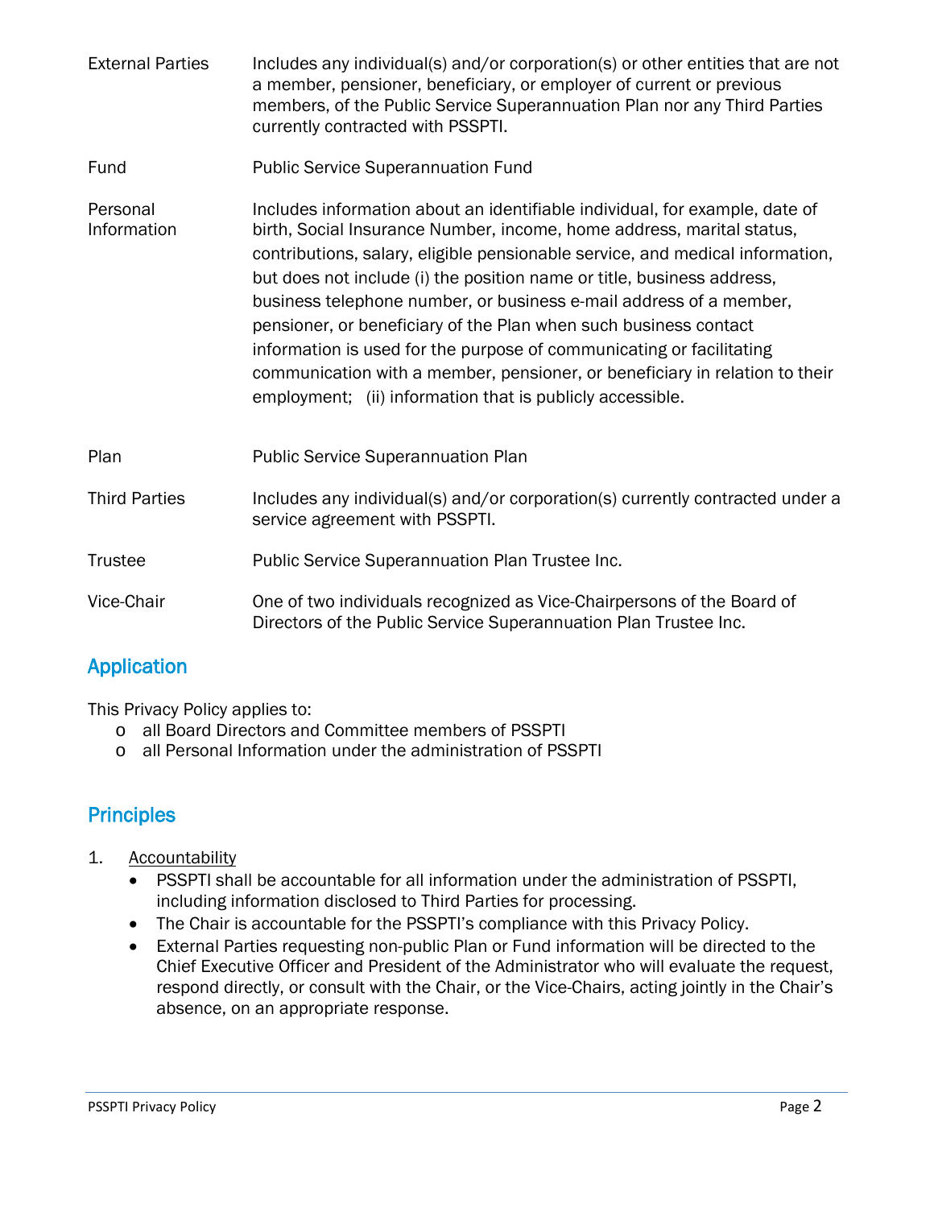| | |
|---|---|
| External Parties | Includes any individual(s) and/or corporation(s) or other entities that are not a member, pensioner, beneficiary, or employer of current or previous members, of the Public Service Superannuation Plan nor any Third Parties currently contracted with PSSPTI. |
| Fund | Public Service Superannuation Fund |
| Personal Information | Includes information about an identifiable individual, for example, date of birth, Social Insurance Number, income, home address, marital status, contributions, salary, eligible pensionable service, and medical information, but does not include (i) the position name or title, business address, business telephone number, or business e-mail address of a member, pensioner, or beneficiary of the Plan when such business contact information is used for the purpose of communicating or facilitating communication with a member, pensioner, or beneficiary in relation to their employment; (ii) information that is publicly accessible. |
| Plan | Public Service Superannuation Plan |
| Third Parties | Includes any individual(s) and/or corporation(s) currently contracted under a service agreement with PSSPTI. |
| Trustee | Public Service Superannuation Plan Trustee Inc. |
| Vice-Chair | One of two individuals recognized as Vice-Chairpersons of the Board of Directors of the Public Service Superannuation Plan Trustee Inc. |

## Application

This Privacy Policy applies to:

- all Board Directors and Committee members of PSSPTI
- all Personal Information under the administration of PSSPTI

## Principles

1. Accountability
   - PSSPTI shall be accountable for all information under the administration of PSSPTI, including information disclosed to Third Parties for processing.
   - The Chair is accountable for the PSSPTI's compliance with this Privacy Policy.
   - External Parties requesting non-public Plan or Fund information will be directed to the Chief Executive Officer and President of the Administrator who will evaluate the request, respond directly, or consult with the Chair, or the Vice-Chairs, acting jointly in the Chair's absence, on an appropriate response.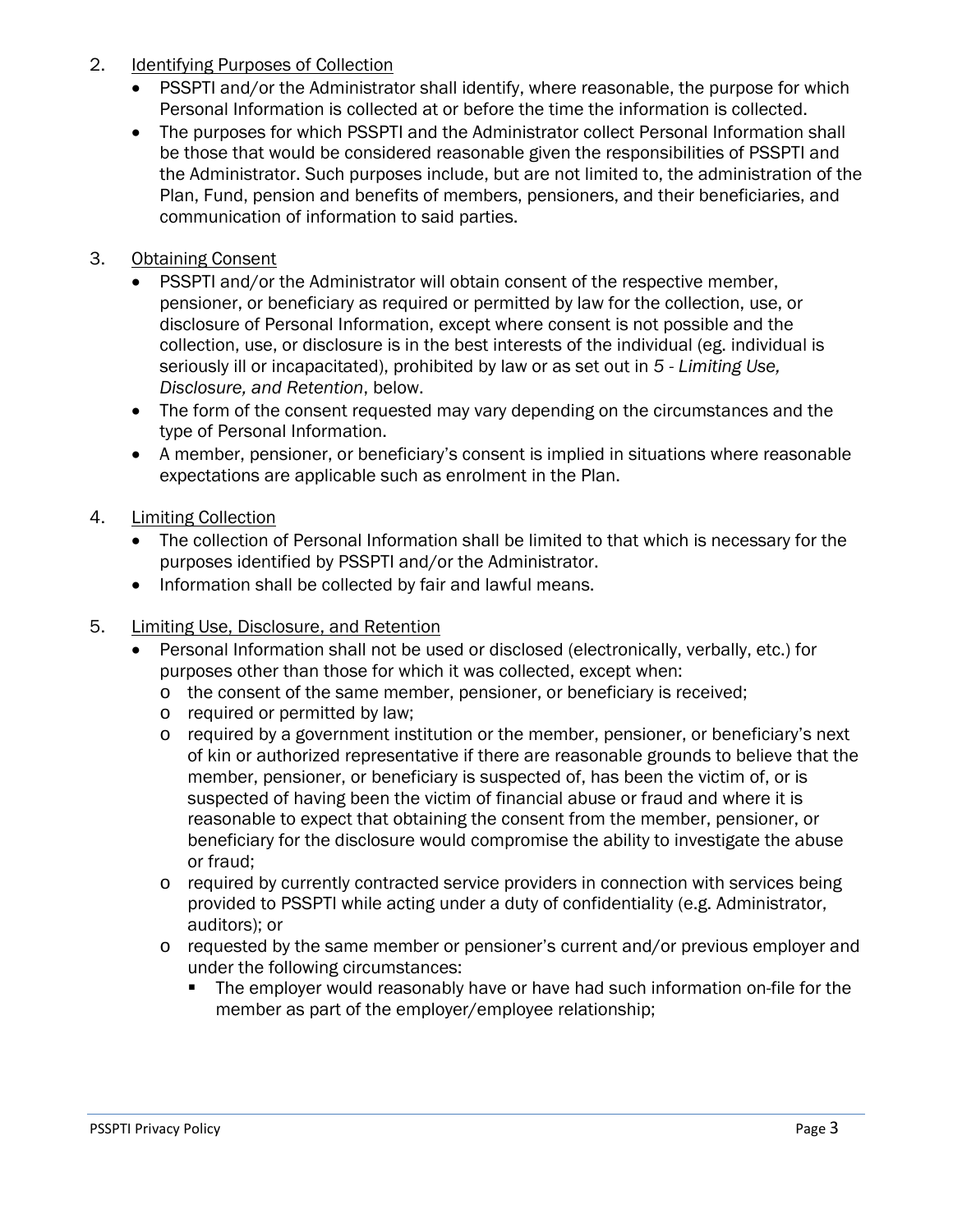2. Identifying Purposes of Collection
   - PSSPTI and/or the Administrator shall identify, where reasonable, the purpose for which Personal Information is collected at or before the time the information is collected.
   - The purposes for which PSSPTI and the Administrator collect Personal Information shall be those that would be considered reasonable given the responsibilities of PSSPTI and the Administrator. Such purposes include, but are not limited to, the administration of the Plan, Fund, pension and benefits of members, pensioners, and their beneficiaries, and communication of information to said parties.

3. Obtaining Consent
   - PSSPTI and/or the Administrator will obtain consent of the respective member, pensioner, or beneficiary as required or permitted by law for the collection, use, or disclosure of Personal Information, except where consent is not possible and the collection, use, or disclosure is in the best interests of the individual (eg. individual is seriously ill or incapacitated), prohibited by law or as set out in *5 - Limiting Use, Disclosure, and Retention*, below.
   - The form of the consent requested may vary depending on the circumstances and the type of Personal Information.
   - A member, pensioner, or beneficiary's consent is implied in situations where reasonable expectations are applicable such as enrolment in the Plan.

4. Limiting Collection
   - The collection of Personal Information shall be limited to that which is necessary for the purposes identified by PSSPTI and/or the Administrator.
   - Information shall be collected by fair and lawful means.

5. Limiting Use, Disclosure, and Retention
   - Personal Information shall not be used or disclosed (electronically, verbally, etc.) for purposes other than those for which it was collected, except when:
     - the consent of the same member, pensioner, or beneficiary is received;
     - required or permitted by law;
     - required by a government institution or the member, pensioner, or beneficiary's next of kin or authorized representative if there are reasonable grounds to believe that the member, pensioner, or beneficiary is suspected of, has been the victim of, or is suspected of having been the victim of financial abuse or fraud and where it is reasonable to expect that obtaining the consent from the member, pensioner, or beneficiary for the disclosure would compromise the ability to investigate the abuse or fraud;
     - required by currently contracted service providers in connection with services being provided to PSSPTI while acting under a duty of confidentiality (e.g. Administrator, auditors); or
     - requested by the same member or pensioner's current and/or previous employer and under the following circumstances:
       - The employer would reasonably have or have had such information on-file for the member as part of the employer/employee relationship;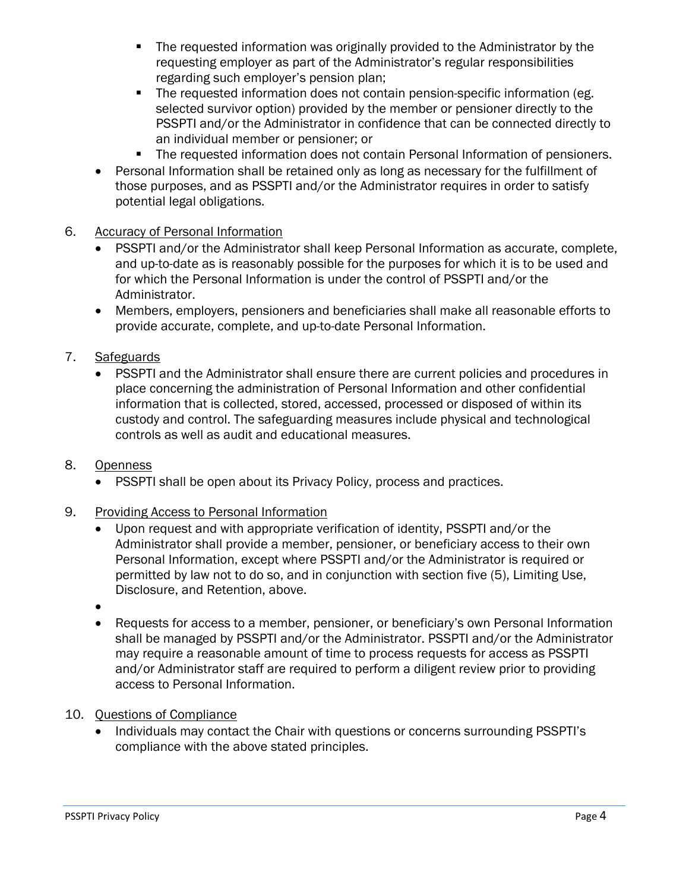- The requested information was originally provided to the Administrator by the requesting employer as part of the Administrator's regular responsibilities regarding such employer's pension plan;
    - The requested information does not contain pension-specific information (eg. selected survivor option) provided by the member or pensioner directly to the PSSPTI and/or the Administrator in confidence that can be connected directly to an individual member or pensioner; or
    - The requested information does not contain Personal Information of pensioners.
- Personal Information shall be retained only as long as necessary for the fulfillment of those purposes, and as PSSPTI and/or the Administrator requires in order to satisfy potential legal obligations.

6. Accuracy of Personal Information
   - PSSPTI and/or the Administrator shall keep Personal Information as accurate, complete, and up-to-date as is reasonably possible for the purposes for which it is to be used and for which the Personal Information is under the control of PSSPTI and/or the Administrator.
   - Members, employers, pensioners and beneficiaries shall make all reasonable efforts to provide accurate, complete, and up-to-date Personal Information.

7. Safeguards
   - PSSPTI and the Administrator shall ensure there are current policies and procedures in place concerning the administration of Personal Information and other confidential information that is collected, stored, accessed, processed or disposed of within its custody and control. The safeguarding measures include physical and technological controls as well as audit and educational measures.

8. Openness
   - PSSPTI shall be open about its Privacy Policy, process and practices.

9. Providing Access to Personal Information
   - Upon request and with appropriate verification of identity, PSSPTI and/or the Administrator shall provide a member, pensioner, or beneficiary access to their own Personal Information, except where PSSPTI and/or the Administrator is required or permitted by law not to do so, and in conjunction with section five (5), Limiting Use, Disclosure, and Retention, above.
   - 
   - Requests for access to a member, pensioner, or beneficiary's own Personal Information shall be managed by PSSPTI and/or the Administrator. PSSPTI and/or the Administrator may require a reasonable amount of time to process requests for access as PSSPTI and/or Administrator staff are required to perform a diligent review prior to providing access to Personal Information.

10. Questions of Compliance
    - Individuals may contact the Chair with questions or concerns surrounding PSSPTI's compliance with the above stated principles.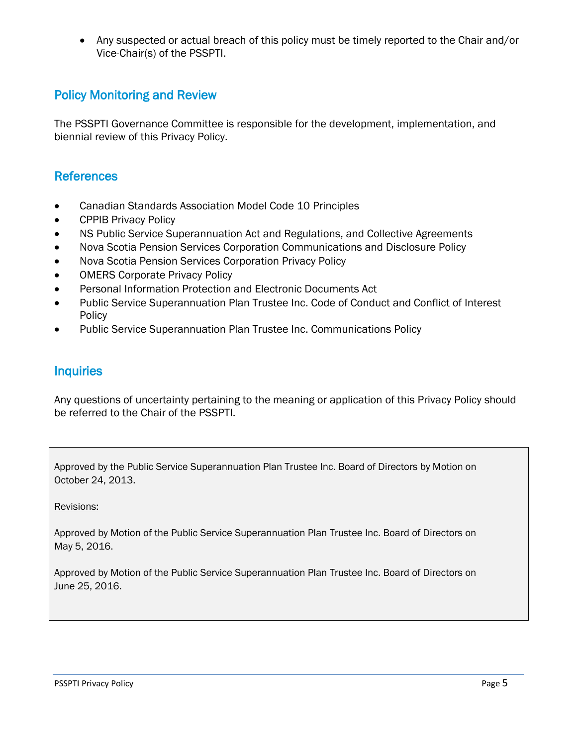- Any suspected or actual breach of this policy must be timely reported to the Chair and/or Vice-Chair(s) of the PSSPTI.

## Policy Monitoring and Review

The PSSPTI Governance Committee is responsible for the development, implementation, and biennial review of this Privacy Policy.

## References

- Canadian Standards Association Model Code 10 Principles
- CPPIB Privacy Policy
- NS Public Service Superannuation Act and Regulations, and Collective Agreements
- Nova Scotia Pension Services Corporation Communications and Disclosure Policy
- Nova Scotia Pension Services Corporation Privacy Policy
- OMERS Corporate Privacy Policy
- Personal Information Protection and Electronic Documents Act
- Public Service Superannuation Plan Trustee Inc. Code of Conduct and Conflict of Interest Policy
- Public Service Superannuation Plan Trustee Inc. Communications Policy

## Inquiries

Any questions of uncertainty pertaining to the meaning or application of this Privacy Policy should be referred to the Chair of the PSSPTI.

Approved by the Public Service Superannuation Plan Trustee Inc. Board of Directors by Motion on October 24, 2013.

Revisions:

Approved by Motion of the Public Service Superannuation Plan Trustee Inc. Board of Directors on May 5, 2016.

Approved by Motion of the Public Service Superannuation Plan Trustee Inc. Board of Directors on June 25, 2016.